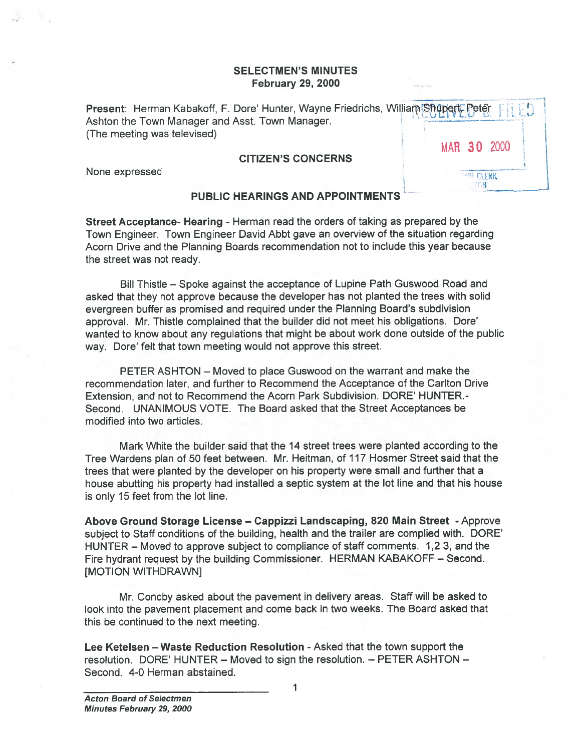# SELECTMEN'S MINUTES
## February 29, 2000

**Present**: Herman Kabakoff, F. Dore' Hunter, Wayne Friedrichs, William Shupert, Peter Ashton the Town Manager and Asst. Town Manager.
(The meeting was televised)

### CITIZEN'S CONCERNS

None expressed

### PUBLIC HEARINGS AND APPOINTMENTS

**Street Acceptance- Hearing** - Herman read the orders of taking as prepared by the Town Engineer. Town Engineer David Abbt gave an overview of the situation regarding Acorn Drive and the Planning Boards recommendation not to include this year because the street was not ready.

Bill Thistle – Spoke against the acceptance of Lupine Path Guswood Road and asked that they not approve because the developer has not planted the trees with solid evergreen buffer as promised and required under the Planning Board's subdivision approval. Mr. Thistle complained that the builder did not meet his obligations. Dore' wanted to know about any regulations that might be about work done outside of the public way. Dore' felt that town meeting would not approve this street.

PETER ASHTON – Moved to place Guswood on the warrant and make the recommendation later, and further to Recommend the Acceptance of the Carlton Drive Extension, and not to Recommend the Acorn Park Subdivision. DORE' HUNTER.- Second. UNANIMOUS VOTE. The Board asked that the Street Acceptances be modified into two articles.

Mark White the builder said that the 14 street trees were planted according to the Tree Wardens plan of 50 feet between. Mr. Heitman, of 117 Hosmer Street said that the trees that were planted by the developer on his property were small and further that a house abutting his property had installed a septic system at the lot line and that his house is only 15 feet from the lot line.

**Above Ground Storage License – Cappizzi Landscaping, 820 Main Street** - Approve subject to Staff conditions of the building, health and the trailer are complied with. DORE' HUNTER – Moved to approve subject to compliance of staff comments. 1,2 3, and the Fire hydrant request by the building Commissioner. HERMAN KABAKOFF – Second. [MOTION WITHDRAWN]

Mr. Conoby asked about the pavement in delivery areas. Staff will be asked to look into the pavement placement and come back in two weeks. The Board asked that this be continued to the next meeting.

**Lee Ketelsen – Waste Reduction Resolution** - Asked that the town support the resolution. DORE' HUNTER – Moved to sign the resolution. – PETER ASHTON – Second. 4-0 Herman abstained.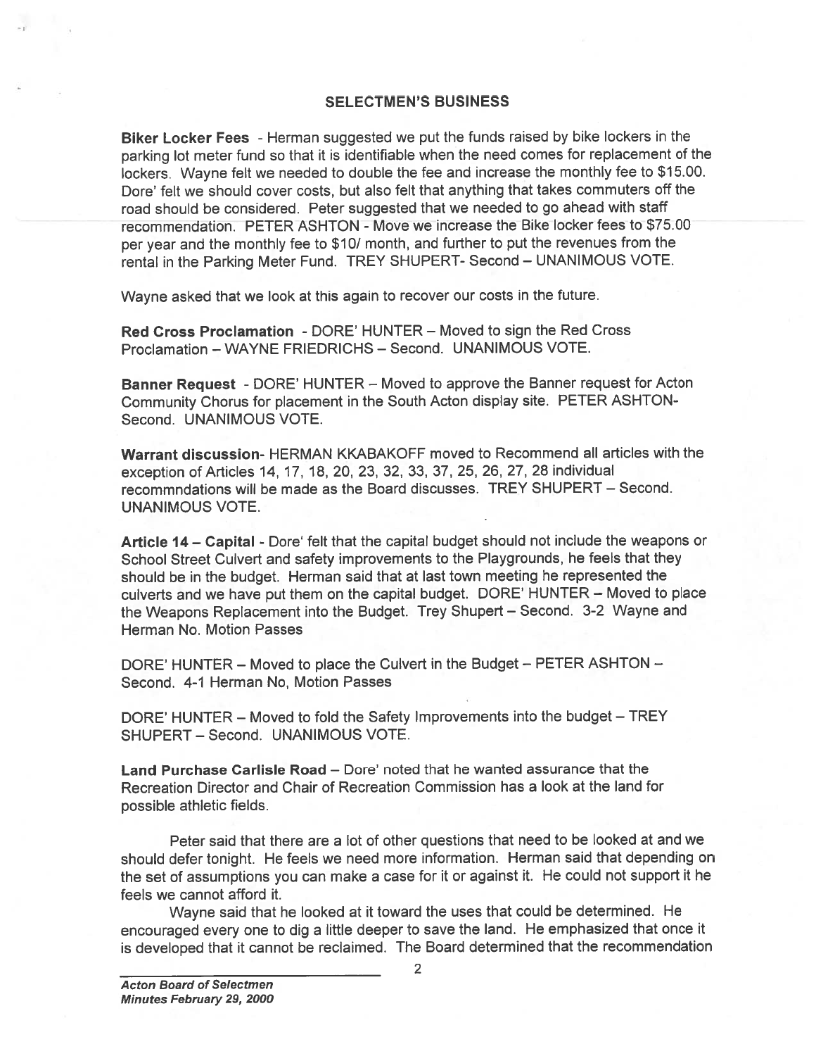## SELECTMEN'S BUSINESS

**Biker Locker Fees** - Herman suggested we put the funds raised by bike lockers in the parking lot meter fund so that it is identifiable when the need comes for replacement of the lockers. Wayne felt we needed to double the fee and increase the monthly fee to $15.00. Dore' felt we should cover costs, but also felt that anything that takes commuters off the road should be considered. Peter suggested that we needed to go ahead with staff recommendation. PETER ASHTON - Move we increase the Bike locker fees to $75.00 per year and the monthly fee to $10/ month, and further to put the revenues from the rental in the Parking Meter Fund. TREY SHUPERT- Second – UNANIMOUS VOTE.

Wayne asked that we look at this again to recover our costs in the future.

**Red Cross Proclamation** - DORE' HUNTER – Moved to sign the Red Cross Proclamation – WAYNE FRIEDRICHS – Second. UNANIMOUS VOTE.

**Banner Request** - DORE' HUNTER – Moved to approve the Banner request for Acton Community Chorus for placement in the South Acton display site. PETER ASHTON- Second. UNANIMOUS VOTE.

**Warrant discussion**- HERMAN KKABAKOFF moved to Recommend all articles with the exception of Articles 14, 17, 18, 20, 23, 32, 33, 37, 25, 26, 27, 28 individual recommndations will be made as the Board discusses. TREY SHUPERT – Second. UNANIMOUS VOTE.

**Article 14 – Capital** - Dore' felt that the capital budget should not include the weapons or School Street Culvert and safety improvements to the Playgrounds, he feels that they should be in the budget. Herman said that at last town meeting he represented the culverts and we have put them on the capital budget. DORE' HUNTER – Moved to place the Weapons Replacement into the Budget. Trey Shupert – Second. 3-2 Wayne and Herman No. Motion Passes

DORE' HUNTER – Moved to place the Culvert in the Budget – PETER ASHTON – Second. 4-1 Herman No, Motion Passes

DORE' HUNTER – Moved to fold the Safety Improvements into the budget – TREY SHUPERT – Second. UNANIMOUS VOTE.

**Land Purchase Carlisle Road** – Dore' noted that he wanted assurance that the Recreation Director and Chair of Recreation Commission has a look at the land for possible athletic fields.

Peter said that there are a lot of other questions that need to be looked at and we should defer tonight. He feels we need more information. Herman said that depending on the set of assumptions you can make a case for it or against it. He could not support it he feels we cannot afford it.

Wayne said that he looked at it toward the uses that could be determined. He encouraged every one to dig a little deeper to save the land. He emphasized that once it is developed that it cannot be reclaimed. The Board determined that the recommendation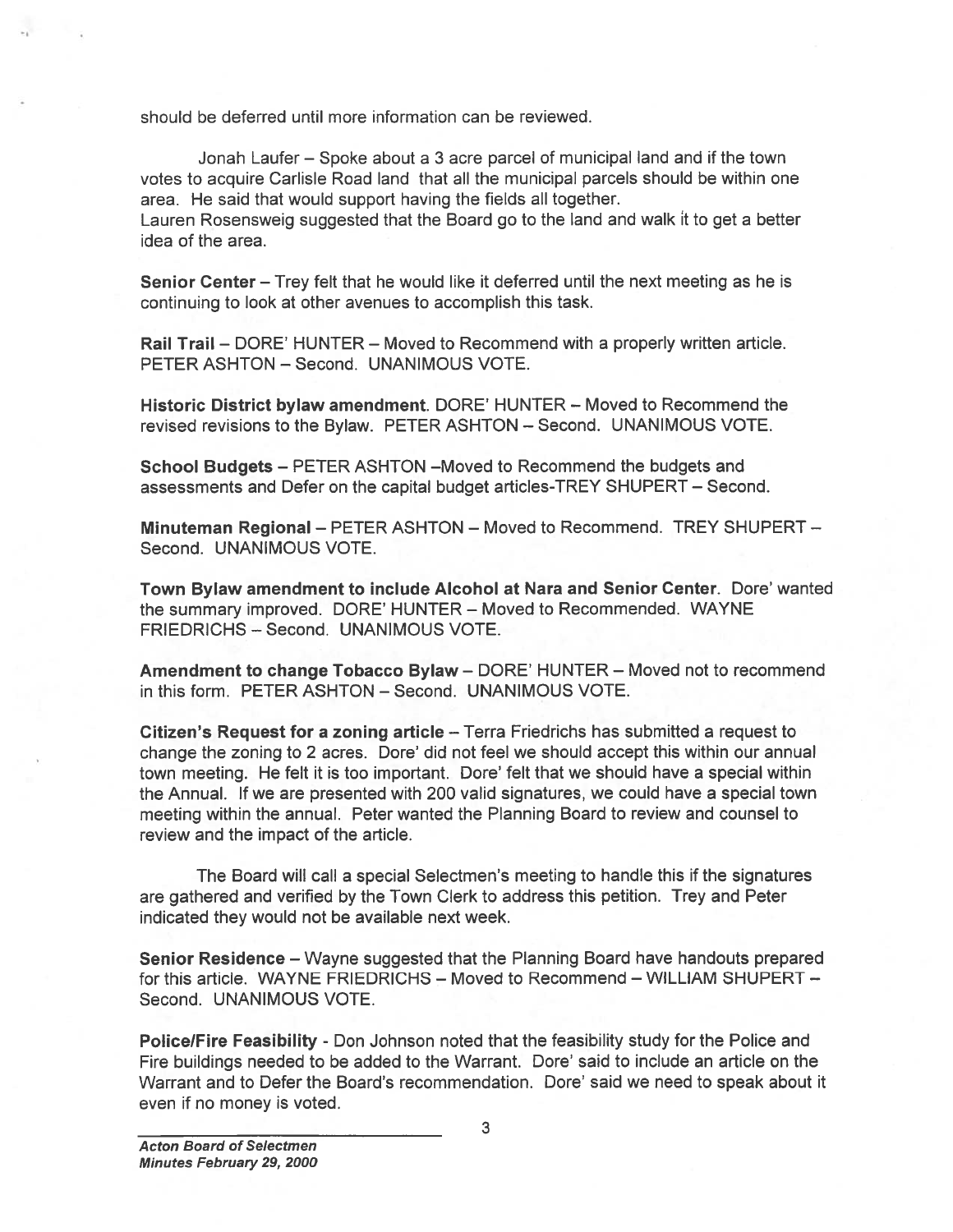should be deferred until more information can be reviewed.

Jonah Laufer – Spoke about a 3 acre parcel of municipal land and if the town votes to acquire Carlisle Road land that all the municipal parcels should be within one area. He said that would support having the fields all together.
Lauren Rosensweig suggested that the Board go to the land and walk it to get a better idea of the area.

**Senior Center** – Trey felt that he would like it deferred until the next meeting as he is continuing to look at other avenues to accomplish this task.

**Rail Trail** – DORE' HUNTER – Moved to Recommend with a properly written article. PETER ASHTON – Second. UNANIMOUS VOTE.

**Historic District bylaw amendment**. DORE' HUNTER – Moved to Recommend the revised revisions to the Bylaw. PETER ASHTON – Second. UNANIMOUS VOTE.

**School Budgets** – PETER ASHTON –Moved to Recommend the budgets and assessments and Defer on the capital budget articles-TREY SHUPERT – Second.

**Minuteman Regional** – PETER ASHTON – Moved to Recommend. TREY SHUPERT – Second. UNANIMOUS VOTE.

**Town Bylaw amendment to include Alcohol at Nara and Senior Center**. Dore' wanted the summary improved. DORE' HUNTER – Moved to Recommended. WAYNE FRIEDRICHS – Second. UNANIMOUS VOTE.

**Amendment to change Tobacco Bylaw** – DORE' HUNTER – Moved not to recommend in this form. PETER ASHTON – Second. UNANIMOUS VOTE.

**Citizen's Request for a zoning article** – Terra Friedrichs has submitted a request to change the zoning to 2 acres. Dore' did not feel we should accept this within our annual town meeting. He felt it is too important. Dore' felt that we should have a special within the Annual. If we are presented with 200 valid signatures, we could have a special town meeting within the annual. Peter wanted the Planning Board to review and counsel to review and the impact of the article.

The Board will call a special Selectmen's meeting to handle this if the signatures are gathered and verified by the Town Clerk to address this petition. Trey and Peter indicated they would not be available next week.

**Senior Residence** – Wayne suggested that the Planning Board have handouts prepared for this article. WAYNE FRIEDRICHS – Moved to Recommend – WILLIAM SHUPERT – Second. UNANIMOUS VOTE.

**Police/Fire Feasibility** - Don Johnson noted that the feasibility study for the Police and Fire buildings needed to be added to the Warrant. Dore' said to include an article on the Warrant and to Defer the Board's recommendation. Dore' said we need to speak about it even if no money is voted.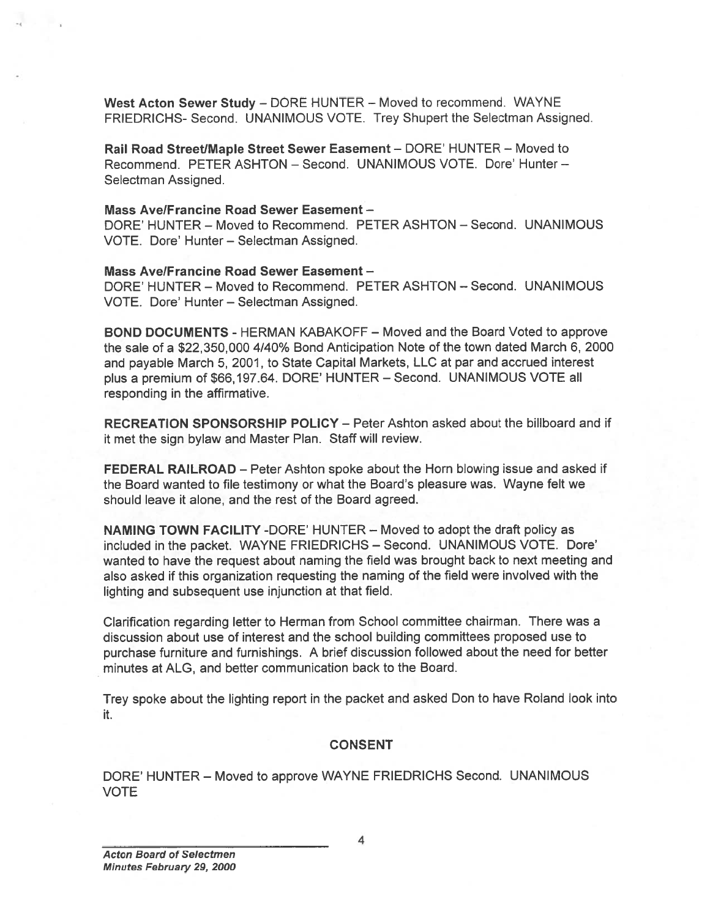**West Acton Sewer Study** – DORE HUNTER – Moved to recommend. WAYNE FRIEDRICHS- Second. UNANIMOUS VOTE. Trey Shupert the Selectman Assigned.

**Rail Road Street/Maple Street Sewer Easement** – DORE' HUNTER – Moved to Recommend. PETER ASHTON – Second. UNANIMOUS VOTE. Dore' Hunter – Selectman Assigned.

**Mass Ave/Francine Road Sewer Easement** –
DORE' HUNTER – Moved to Recommend. PETER ASHTON – Second. UNANIMOUS VOTE. Dore' Hunter – Selectman Assigned.

**Mass Ave/Francine Road Sewer Easement** –
DORE' HUNTER – Moved to Recommend. PETER ASHTON – Second. UNANIMOUS VOTE. Dore' Hunter – Selectman Assigned.

**BOND DOCUMENTS** - HERMAN KABAKOFF – Moved and the Board Voted to approve the sale of a $22,350,000 4/40% Bond Anticipation Note of the town dated March 6, 2000 and payable March 5, 2001, to State Capital Markets, LLC at par and accrued interest plus a premium of $66,197.64. DORE' HUNTER – Second. UNANIMOUS VOTE all responding in the affirmative.

**RECREATION SPONSORSHIP POLICY** – Peter Ashton asked about the billboard and if it met the sign bylaw and Master Plan. Staff will review.

**FEDERAL RAILROAD** – Peter Ashton spoke about the Horn blowing issue and asked if the Board wanted to file testimony or what the Board's pleasure was. Wayne felt we should leave it alone, and the rest of the Board agreed.

**NAMING TOWN FACILITY** -DORE' HUNTER – Moved to adopt the draft policy as included in the packet. WAYNE FRIEDRICHS – Second. UNANIMOUS VOTE. Dore' wanted to have the request about naming the field was brought back to next meeting and also asked if this organization requesting the naming of the field were involved with the lighting and subsequent use injunction at that field.

Clarification regarding letter to Herman from School committee chairman. There was a discussion about use of interest and the school building committees proposed use to purchase furniture and furnishings. A brief discussion followed about the need for better minutes at ALG, and better communication back to the Board.

Trey spoke about the lighting report in the packet and asked Don to have Roland look into it.

## CONSENT

DORE' HUNTER – Moved to approve WAYNE FRIEDRICHS Second. UNANIMOUS VOTE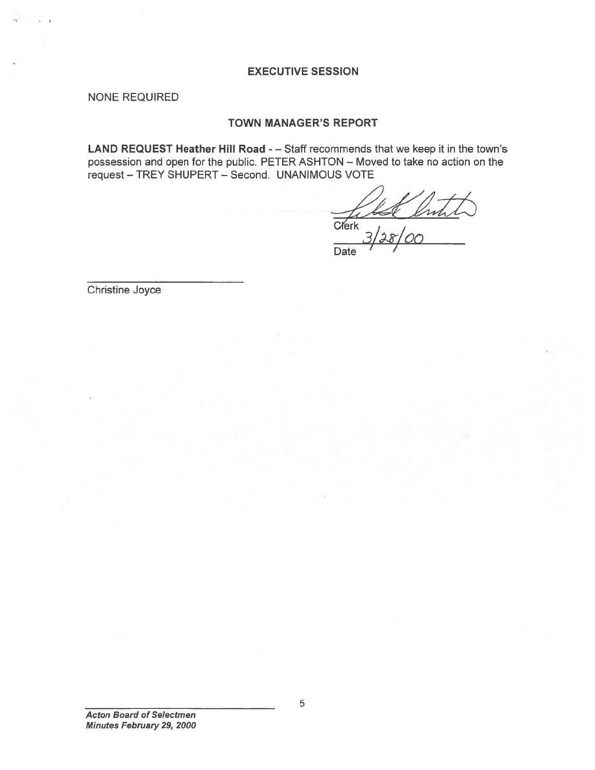## EXECUTIVE SESSION

NONE REQUIRED

## TOWN MANAGER'S REPORT

**LAND REQUEST Heather Hill Road** - – Staff recommends that we keep it in the town's possession and open for the public. PETER ASHTON – Moved to take no action on the request – TREY SHUPERT – Second. UNANIMOUS VOTE

Clerk

3/28/00
Date

Christine Joyce

***Acton Board of Selectmen***
***Minutes February 29, 2000***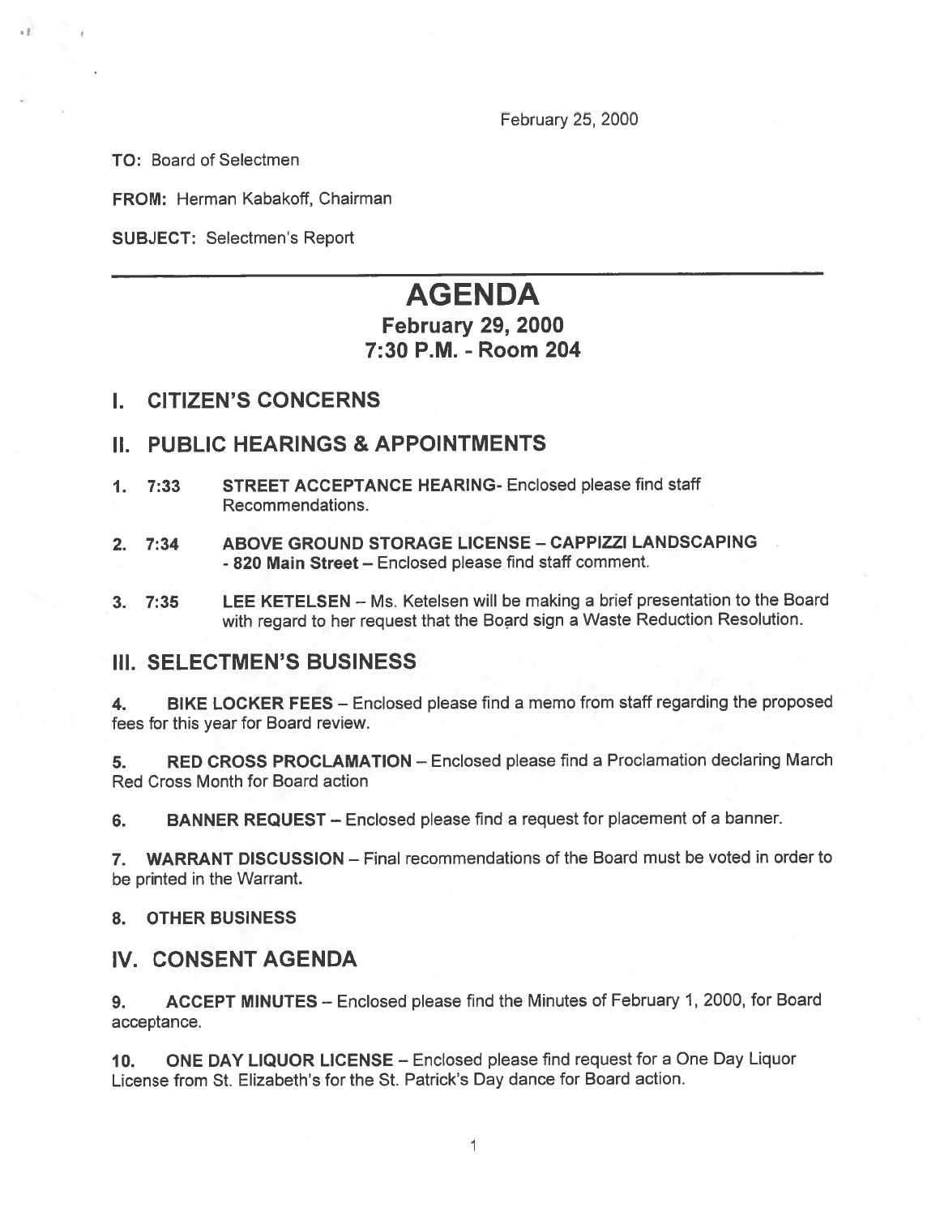February 25, 2000

**TO:** Board of Selectmen

**FROM:** Herman Kabakoff, Chairman

**SUBJECT:** Selectmen's Report

---

# AGENDA

## February 29, 2000
## 7:30 P.M. - Room 204

## I. CITIZEN'S CONCERNS

## II. PUBLIC HEARINGS & APPOINTMENTS

1. 7:33 **STREET ACCEPTANCE HEARING**- Enclosed please find staff Recommendations.

2. 7:34 **ABOVE GROUND STORAGE LICENSE – CAPPIZZI LANDSCAPING - 820 Main Street** – Enclosed please find staff comment.

3. 7:35 **LEE KETELSEN** – Ms. Ketelsen will be making a brief presentation to the Board with regard to her request that the Board sign a Waste Reduction Resolution.

## III. SELECTMEN'S BUSINESS

4. **BIKE LOCKER FEES** – Enclosed please find a memo from staff regarding the proposed fees for this year for Board review.

5. **RED CROSS PROCLAMATION** – Enclosed please find a Proclamation declaring March Red Cross Month for Board action

6. **BANNER REQUEST** – Enclosed please find a request for placement of a banner.

7. **WARRANT DISCUSSION** – Final recommendations of the Board must be voted in order to be printed in the Warrant.

8. **OTHER BUSINESS**

## IV. CONSENT AGENDA

9. **ACCEPT MINUTES** – Enclosed please find the Minutes of February 1, 2000, for Board acceptance.

10. **ONE DAY LIQUOR LICENSE** – Enclosed please find request for a One Day Liquor License from St. Elizabeth's for the St. Patrick's Day dance for Board action.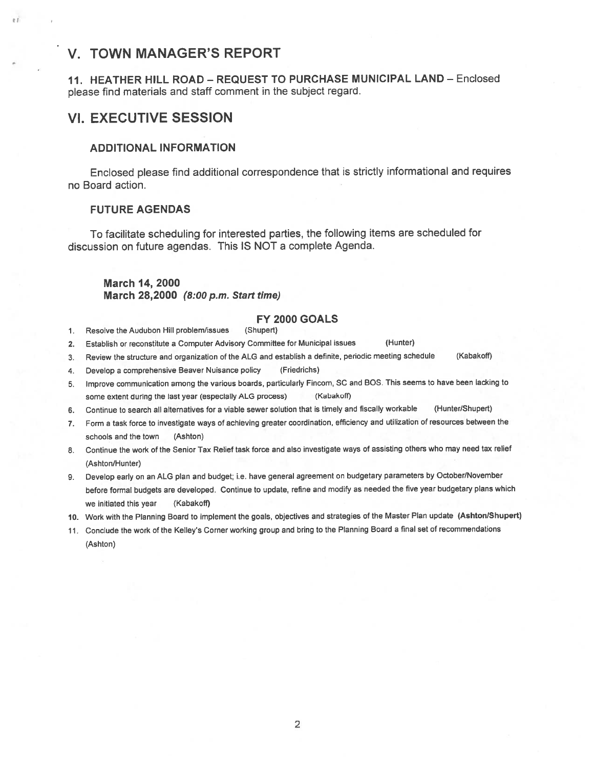## V. TOWN MANAGER'S REPORT

**11. HEATHER HILL ROAD – REQUEST TO PURCHASE MUNICIPAL LAND** – Enclosed please find materials and staff comment in the subject regard.

## VI. EXECUTIVE SESSION

### ADDITIONAL INFORMATION

Enclosed please find additional correspondence that is strictly informational and requires no Board action.

### FUTURE AGENDAS

To facilitate scheduling for interested parties, the following items are scheduled for discussion on future agendas. This IS NOT a complete Agenda.

**March 14, 2000**
**March 28,2000** ***(8:00 p.m. Start time)***

### FY 2000 GOALS

1. Resolve the Audubon Hill problem/issues (Shupert)
2. Establish or reconstitute a Computer Advisory Committee for Municipal issues (Hunter)
3. Review the structure and organization of the ALG and establish a definite, periodic meeting schedule (Kabakoff)
4. Develop a comprehensive Beaver Nuisance policy (Friedrichs)
5. Improve communication among the various boards, particularly Fincom, SC and BOS. This seems to have been lacking to some extent during the last year (especially ALG process) (Kabakoff)
6. Continue to search all alternatives for a viable sewer solution that is timely and fiscally workable (Hunter/Shupert)
7. Form a task force to investigate ways of achieving greater coordination, efficiency and utilization of resources between the schools and the town (Ashton)
8. Continue the work of the Senior Tax Relief task force and also investigate ways of assisting others who may need tax relief (Ashton/Hunter)
9. Develop early on an ALG plan and budget; i.e. have general agreement on budgetary parameters by October/November before formal budgets are developed. Continue to update, refine and modify as needed the five year budgetary plans which we initiated this year (Kabakoff)
10. Work with the Planning Board to implement the goals, objectives and strategies of the Master Plan update **(Ashton/Shupert)**
11. Conclude the work of the Kelley's Corner working group and bring to the Planning Board a final set of recommendations (Ashton)